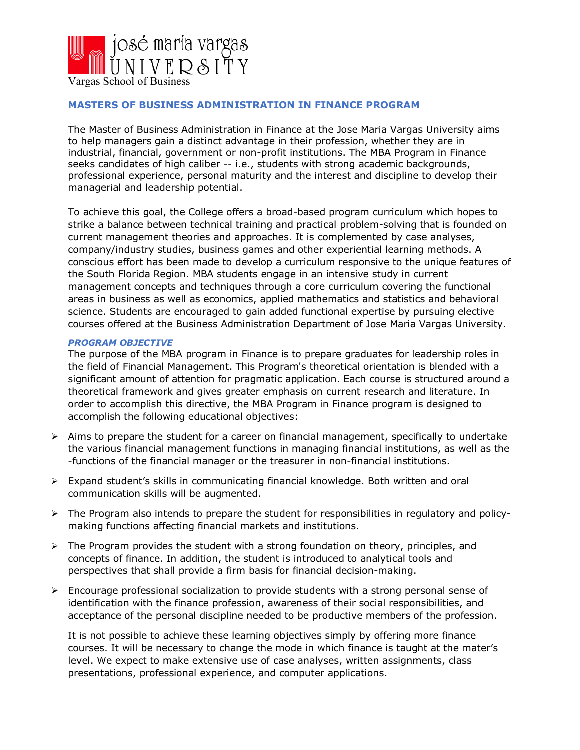josé maría vargas UNIVERSITY

Vargas School of Business

## MASTERS OF BUSINESS ADMINISTRATION IN FINANCE PROGRAM

The Master of Business Administration in Finance at the Jose Maria Vargas University aims to help managers gain a distinct advantage in their profession, whether they are in industrial, financial, government or non-profit institutions. The MBA Program in Finance seeks candidates of high caliber -- i.e., students with strong academic backgrounds, professional experience, personal maturity and the interest and discipline to develop their managerial and leadership potential.

To achieve this goal, the College offers a broad-based program curriculum which hopes to strike a balance between technical training and practical problem-solving that is founded on current management theories and approaches. It is complemented by case analyses, company/industry studies, business games and other experiential learning methods. A conscious effort has been made to develop a curriculum responsive to the unique features of the South Florida Region. MBA students engage in an intensive study in current management concepts and techniques through a core curriculum covering the functional areas in business as well as economics, applied mathematics and statistics and behavioral science. Students are encouraged to gain added functional expertise by pursuing elective courses offered at the Business Administration Department of Jose Maria Vargas University.

### *PROGRAM OBJECTIVE*

The purpose of the MBA program in Finance is to prepare graduates for leadership roles in the field of Financial Management. This Program's theoretical orientation is blended with a significant amount of attention for pragmatic application. Each course is structured around a theoretical framework and gives greater emphasis on current research and literature. In order to accomplish this directive, the MBA Program in Finance program is designed to accomplish the following educational objectives:

- Aims to prepare the student for a career on financial management, specifically to undertake the various financial management functions in managing financial institutions, as well as the -functions of the financial manager or the treasurer in non-financial institutions.
- Expand student's skills in communicating financial knowledge. Both written and oral communication skills will be augmented.
- The Program also intends to prepare the student for responsibilities in regulatory and policy-making functions affecting financial markets and institutions.
- The Program provides the student with a strong foundation on theory, principles, and concepts of finance. In addition, the student is introduced to analytical tools and perspectives that shall provide a firm basis for financial decision-making.
- Encourage professional socialization to provide students with a strong personal sense of identification with the finance profession, awareness of their social responsibilities, and acceptance of the personal discipline needed to be productive members of the profession.

It is not possible to achieve these learning objectives simply by offering more finance courses. It will be necessary to change the mode in which finance is taught at the mater's level. We expect to make extensive use of case analyses, written assignments, class presentations, professional experience, and computer applications.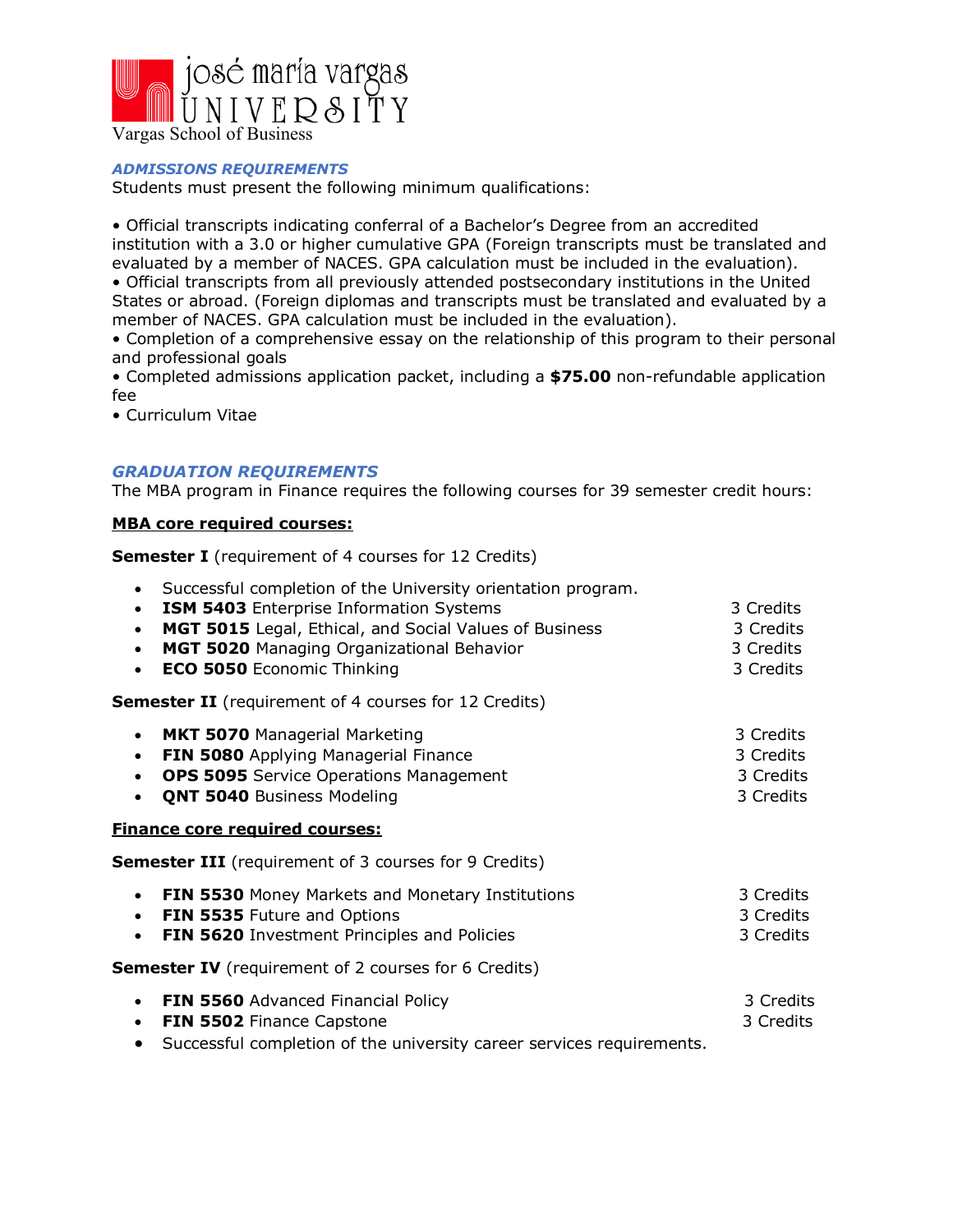josé maría vargas UNIVERSITY
Vargas School of Business

***ADMISSIONS REQUIREMENTS***

Students must present the following minimum qualifications:

• Official transcripts indicating conferral of a Bachelor's Degree from an accredited institution with a 3.0 or higher cumulative GPA (Foreign transcripts must be translated and evaluated by a member of NACES. GPA calculation must be included in the evaluation).
• Official transcripts from all previously attended postsecondary institutions in the United States or abroad. (Foreign diplomas and transcripts must be translated and evaluated by a member of NACES. GPA calculation must be included in the evaluation).
• Completion of a comprehensive essay on the relationship of this program to their personal and professional goals
• Completed admissions application packet, including a **$75.00** non-refundable application fee
• Curriculum Vitae

***GRADUATION REQUIREMENTS***

The MBA program in Finance requires the following courses for 39 semester credit hours:

**MBA core required courses:**

**Semester I** (requirement of 4 courses for 12 Credits)

- Successful completion of the University orientation program.
- **ISM 5403** Enterprise Information Systems — 3 Credits
- **MGT 5015** Legal, Ethical, and Social Values of Business — 3 Credits
- **MGT 5020** Managing Organizational Behavior — 3 Credits
- **ECO 5050** Economic Thinking — 3 Credits

**Semester II** (requirement of 4 courses for 12 Credits)

- **MKT 5070** Managerial Marketing — 3 Credits
- **FIN 5080** Applying Managerial Finance — 3 Credits
- **OPS 5095** Service Operations Management — 3 Credits
- **QNT 5040** Business Modeling — 3 Credits

**Finance core required courses:**

**Semester III** (requirement of 3 courses for 9 Credits)

- **FIN 5530** Money Markets and Monetary Institutions — 3 Credits
- **FIN 5535** Future and Options — 3 Credits
- **FIN 5620** Investment Principles and Policies — 3 Credits

**Semester IV** (requirement of 2 courses for 6 Credits)

- **FIN 5560** Advanced Financial Policy — 3 Credits
- **FIN 5502** Finance Capstone — 3 Credits
- Successful completion of the university career services requirements.